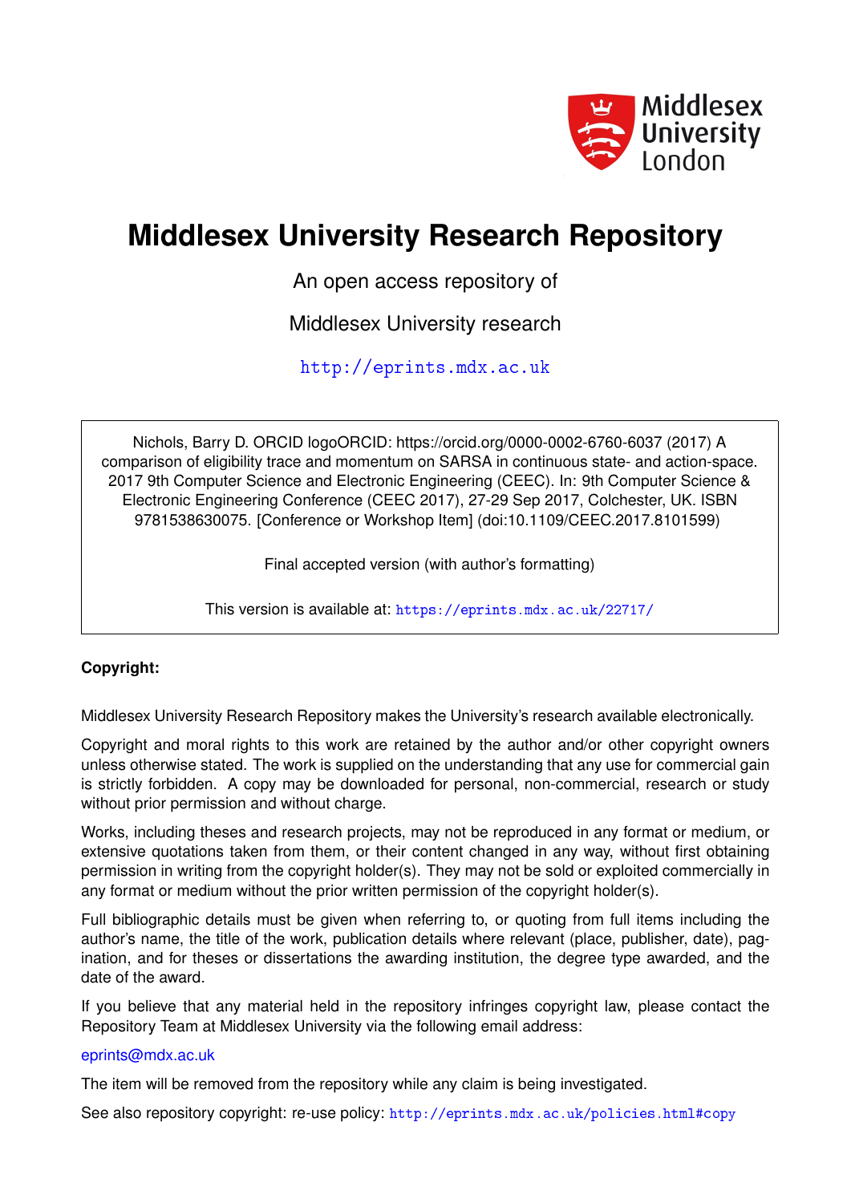# Middlesex University Research Repository

An open access repository of

Middlesex University research

http://eprints.mdx.ac.uk

Nichols, Barry D. ORCID logoORCID: https://orcid.org/0000-0002-6760-6037 (2017) A comparison of eligibility trace and momentum on SARSA in continuous state- and action-space. 2017 9th Computer Science and Electronic Engineering (CEEC). In: 9th Computer Science & Electronic Engineering Conference (CEEC 2017), 27-29 Sep 2017, Colchester, UK. ISBN 9781538630075. [Conference or Workshop Item] (doi:10.1109/CEEC.2017.8101599)

Final accepted version (with author's formatting)

This version is available at: https://eprints.mdx.ac.uk/22717/

**Copyright:**

Middlesex University Research Repository makes the University's research available electronically.

Copyright and moral rights to this work are retained by the author and/or other copyright owners unless otherwise stated. The work is supplied on the understanding that any use for commercial gain is strictly forbidden. A copy may be downloaded for personal, non-commercial, research or study without prior permission and without charge.

Works, including theses and research projects, may not be reproduced in any format or medium, or extensive quotations taken from them, or their content changed in any way, without first obtaining permission in writing from the copyright holder(s). They may not be sold or exploited commercially in any format or medium without the prior written permission of the copyright holder(s).

Full bibliographic details must be given when referring to, or quoting from full items including the author's name, the title of the work, publication details where relevant (place, publisher, date), pagination, and for theses or dissertations the awarding institution, the degree type awarded, and the date of the award.

If you believe that any material held in the repository infringes copyright law, please contact the Repository Team at Middlesex University via the following email address:

eprints@mdx.ac.uk

The item will be removed from the repository while any claim is being investigated.

See also repository copyright: re-use policy: http://eprints.mdx.ac.uk/policies.html#copy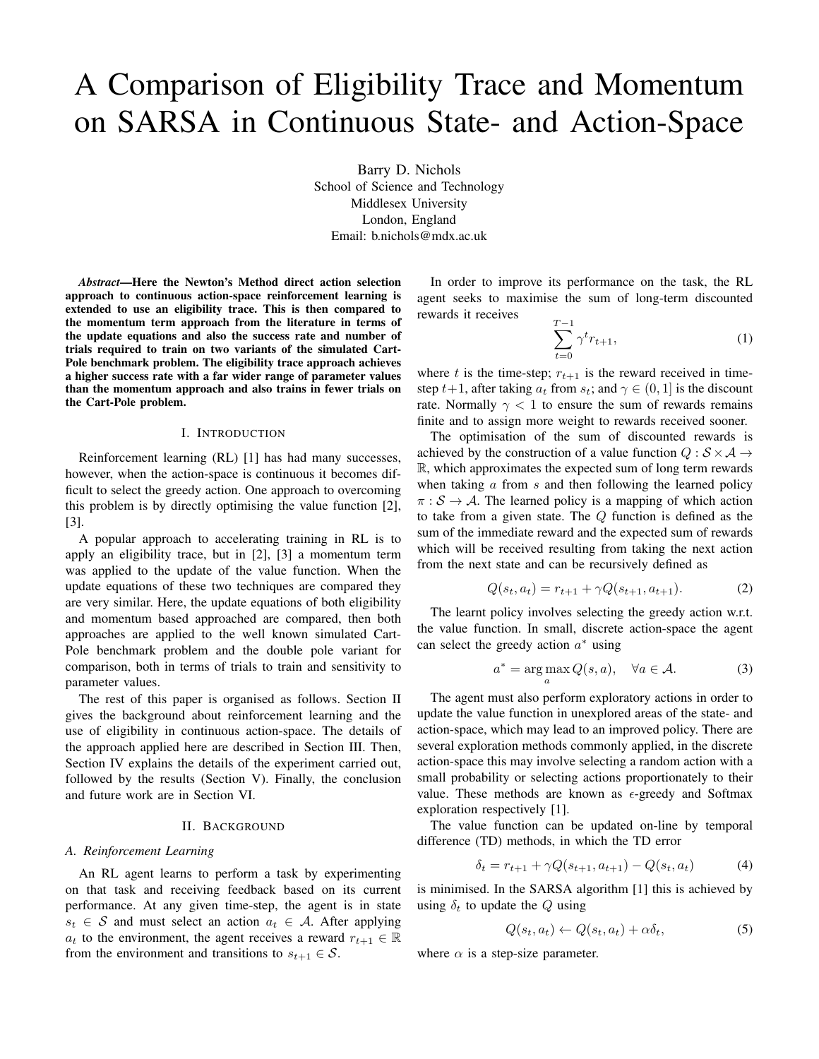# A Comparison of Eligibility Trace and Momentum on SARSA in Continuous State- and Action-Space

Barry D. Nichols
School of Science and Technology
Middlesex University
London, England
Email: b.nichols@mdx.ac.uk

***Abstract*—Here the Newton's Method direct action selection approach to continuous action-space reinforcement learning is extended to use an eligibility trace. This is then compared to the momentum term approach from the literature in terms of the update equations and also the success rate and number of trials required to train on two variants of the simulated Cart-Pole benchmark problem. The eligibility trace approach achieves a higher success rate with a far wider range of parameter values than the momentum approach and also trains in fewer trials on the Cart-Pole problem.**

## I. Introduction

Reinforcement learning (RL) [1] has had many successes, however, when the action-space is continuous it becomes difficult to select the greedy action. One approach to overcoming this problem is by directly optimising the value function [2], [3].

A popular approach to accelerating training in RL is to apply an eligibility trace, but in [2], [3] a momentum term was applied to the update of the value function. When the update equations of these two techniques are compared they are very similar. Here, the update equations of both eligibility and momentum based approached are compared, then both approaches are applied to the well known simulated Cart-Pole benchmark problem and the double pole variant for comparison, both in terms of trials to train and sensitivity to parameter values.

The rest of this paper is organised as follows. Section II gives the background about reinforcement learning and the use of eligibility in continuous action-space. The details of the approach applied here are described in Section III. Then, Section IV explains the details of the experiment carried out, followed by the results (Section V). Finally, the conclusion and future work are in Section VI.

## II. Background

### A. Reinforcement Learning

An RL agent learns to perform a task by experimenting on that task and receiving feedback based on its current performance. At any given time-step, the agent is in state $s_t \in \mathcal{S}$ and must select an action $a_t \in \mathcal{A}$. After applying $a_t$ to the environment, the agent receives a reward $r_{t+1} \in \mathbb{R}$ from the environment and transitions to $s_{t+1} \in \mathcal{S}$.

In order to improve its performance on the task, the RL agent seeks to maximise the sum of long-term discounted rewards it receives

$$\sum_{t=0}^{T-1} \gamma^t r_{t+1}, \tag{1}$$

where $t$ is the time-step; $r_{t+1}$ is the reward received in time-step $t+1$, after taking $a_t$ from $s_t$; and $\gamma \in (0, 1]$ is the discount rate. Normally $\gamma < 1$ to ensure the sum of rewards remains finite and to assign more weight to rewards received sooner.

The optimisation of the sum of discounted rewards is achieved by the construction of a value function $Q : \mathcal{S} \times \mathcal{A} \rightarrow \mathbb{R}$, which approximates the expected sum of long term rewards when taking $a$ from $s$ and then following the learned policy $\pi : \mathcal{S} \rightarrow \mathcal{A}$. The learned policy is a mapping of which action to take from a given state. The $Q$ function is defined as the sum of the immediate reward and the expected sum of rewards which will be received resulting from taking the next action from the next state and can be recursively defined as

$$Q(s_t, a_t) = r_{t+1} + \gamma Q(s_{t+1}, a_{t+1}). \tag{2}$$

The learnt policy involves selecting the greedy action w.r.t. the value function. In small, discrete action-space the agent can select the greedy action $a^*$ using

$$a^* = \arg\max_a Q(s, a), \quad \forall a \in \mathcal{A}. \tag{3}$$

The agent must also perform exploratory actions in order to update the value function in unexplored areas of the state- and action-space, which may lead to an improved policy. There are several exploration methods commonly applied, in the discrete action-space this may involve selecting a random action with a small probability or selecting actions proportionately to their value. These methods are known as $\epsilon$-greedy and Softmax exploration respectively [1].

The value function can be updated on-line by temporal difference (TD) methods, in which the TD error

$$\delta_t = r_{t+1} + \gamma Q(s_{t+1}, a_{t+1}) - Q(s_t, a_t) \tag{4}$$

is minimised. In the SARSA algorithm [1] this is achieved by using $\delta_t$ to update the $Q$ using

$$Q(s_t, a_t) \leftarrow Q(s_t, a_t) + \alpha \delta_t, \tag{5}$$

where $\alpha$ is a step-size parameter.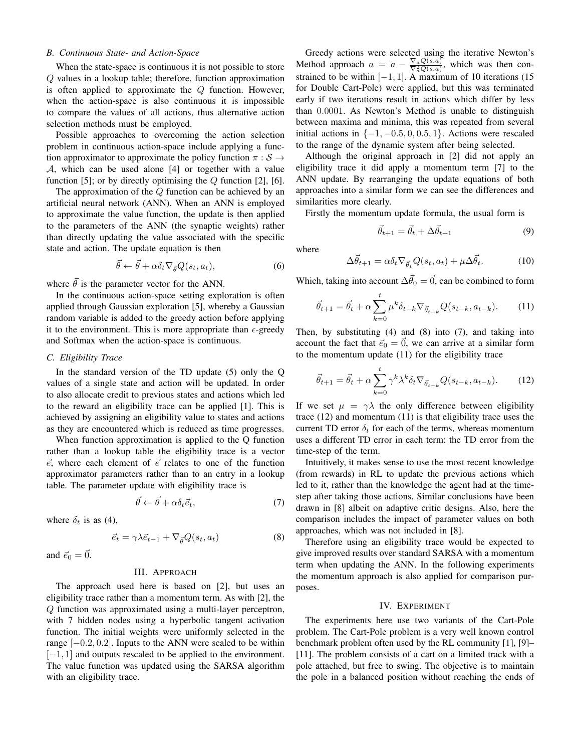### B. Continuous State- and Action-Space

When the state-space is continuous it is not possible to store $Q$ values in a lookup table; therefore, function approximation is often applied to approximate the $Q$ function. However, when the action-space is also continuous it is impossible to compare the values of all actions, thus alternative action selection methods must be employed.

Possible approaches to overcoming the action selection problem in continuous action-space include applying a function approximator to approximate the policy function $\pi : \mathcal{S} \rightarrow \mathcal{A}$, which can be used alone [4] or together with a value function [5]; or by directly optimising the $Q$ function [2], [6].

The approximation of the $Q$ function can be achieved by an artificial neural network (ANN). When an ANN is employed to approximate the value function, the update is then applied to the parameters of the ANN (the synaptic weights) rather than directly updating the value associated with the specific state and action. The update equation is then

$$\vec{\theta} \leftarrow \vec{\theta} + \alpha \delta_t \nabla_{\vec{\theta}} Q(s_t, a_t), \tag{6}$$

where $\vec{\theta}$ is the parameter vector for the ANN.

In the continuous action-space setting exploration is often applied through Gaussian exploration [5], whereby a Gaussian random variable is added to the greedy action before applying it to the environment. This is more appropriate than $\epsilon$-greedy and Softmax when the action-space is continuous.

### C. Eligibility Trace

In the standard version of the TD update (5) only the Q values of a single state and action will be updated. In order to also allocate credit to previous states and actions which led to the reward an eligibility trace can be applied [1]. This is achieved by assigning an eligibility value to states and actions as they are encountered which is reduced as time progresses.

When function approximation is applied to the Q function rather than a lookup table the eligibility trace is a vector $\vec{e}$, where each element of $\vec{e}$ relates to one of the function approximator parameters rather than to an entry in a lookup table. The parameter update with eligibility trace is

$$\vec{\theta} \leftarrow \vec{\theta} + \alpha \delta_t \vec{e}_t, \tag{7}$$

where $\delta_t$ is as (4),

$$\vec{e}_t = \gamma \lambda \vec{e}_{t-1} + \nabla_{\vec{\theta}} Q(s_t, a_t) \tag{8}$$

and $\vec{e}_0 = \vec{0}$.

## III. Approach

The approach used here is based on [2], but uses an eligibility trace rather than a momentum term. As with [2], the $Q$ function was approximated using a multi-layer perceptron, with 7 hidden nodes using a hyperbolic tangent activation function. The initial weights were uniformly selected in the range $[-0.2, 0.2]$. Inputs to the ANN were scaled to be within $[-1, 1]$ and outputs rescaled to be applied to the environment. The value function was updated using the SARSA algorithm with an eligibility trace.

Greedy actions were selected using the iterative Newton's Method approach $a = a - \frac{\nabla_a Q(s,a)}{\nabla_a^2 Q(s,a)}$, which was then constrained to be within $[-1, 1]$. A maximum of 10 iterations (15 for Double Cart-Pole) were applied, but this was terminated early if two iterations result in actions which differ by less than $0.0001$. As Newton's Method is unable to distinguish between maxima and minima, this was repeated from several initial actions in $\{-1, -0.5, 0, 0.5, 1\}$. Actions were rescaled to the range of the dynamic system after being selected.

Although the original approach in [2] did not apply an eligibility trace it did apply a momentum term [7] to the ANN update. By rearranging the update equations of both approaches into a similar form we can see the differences and similarities more clearly.

Firstly the momentum update formula, the usual form is

$$\vec{\theta}_{t+1} = \vec{\theta}_t + \Delta\vec{\theta}_{t+1} \tag{9}$$

where

$$\Delta\vec{\theta}_{t+1} = \alpha \delta_t \nabla_{\vec{\theta}_t} Q(s_t, a_t) + \mu \Delta\vec{\theta}_t. \tag{10}$$

Which, taking into account $\Delta\vec{\theta}_0 = \vec{0}$, can be combined to form

$$\vec{\theta}_{t+1} = \vec{\theta}_t + \alpha \sum_{k=0}^{t} \mu^k \delta_{t-k} \nabla_{\vec{\theta}_{t-k}} Q(s_{t-k}, a_{t-k}). \tag{11}$$

Then, by substituting (4) and (8) into (7), and taking into account the fact that $\vec{e}_0 = \vec{0}$, we can arrive at a similar form to the momentum update (11) for the eligibility trace

$$\vec{\theta}_{t+1} = \vec{\theta}_t + \alpha \sum_{k=0}^{t} \gamma^k \lambda^k \delta_t \nabla_{\vec{\theta}_{t-k}} Q(s_{t-k}, a_{t-k}). \tag{12}$$

If we set $\mu = \gamma\lambda$ the only difference between eligibility trace (12) and momentum (11) is that eligibility trace uses the current TD error $\delta_t$ for each of the terms, whereas momentum uses a different TD error in each term: the TD error from the time-step of the term.

Intuitively, it makes sense to use the most recent knowledge (from rewards) in RL to update the previous actions which led to it, rather than the knowledge the agent had at the time-step after taking those actions. Similar conclusions have been drawn in [8] albeit on adaptive critic designs. Also, here the comparison includes the impact of parameter values on both approaches, which was not included in [8].

Therefore using an eligibility trace would be expected to give improved results over standard SARSA with a momentum term when updating the ANN. In the following experiments the momentum approach is also applied for comparison purposes.

## IV. Experiment

The experiments here use two variants of the Cart-Pole problem. The Cart-Pole problem is a very well known control benchmark problem often used by the RL community [1], [9]–[11]. The problem consists of a cart on a limited track with a pole attached, but free to swing. The objective is to maintain the pole in a balanced position without reaching the ends of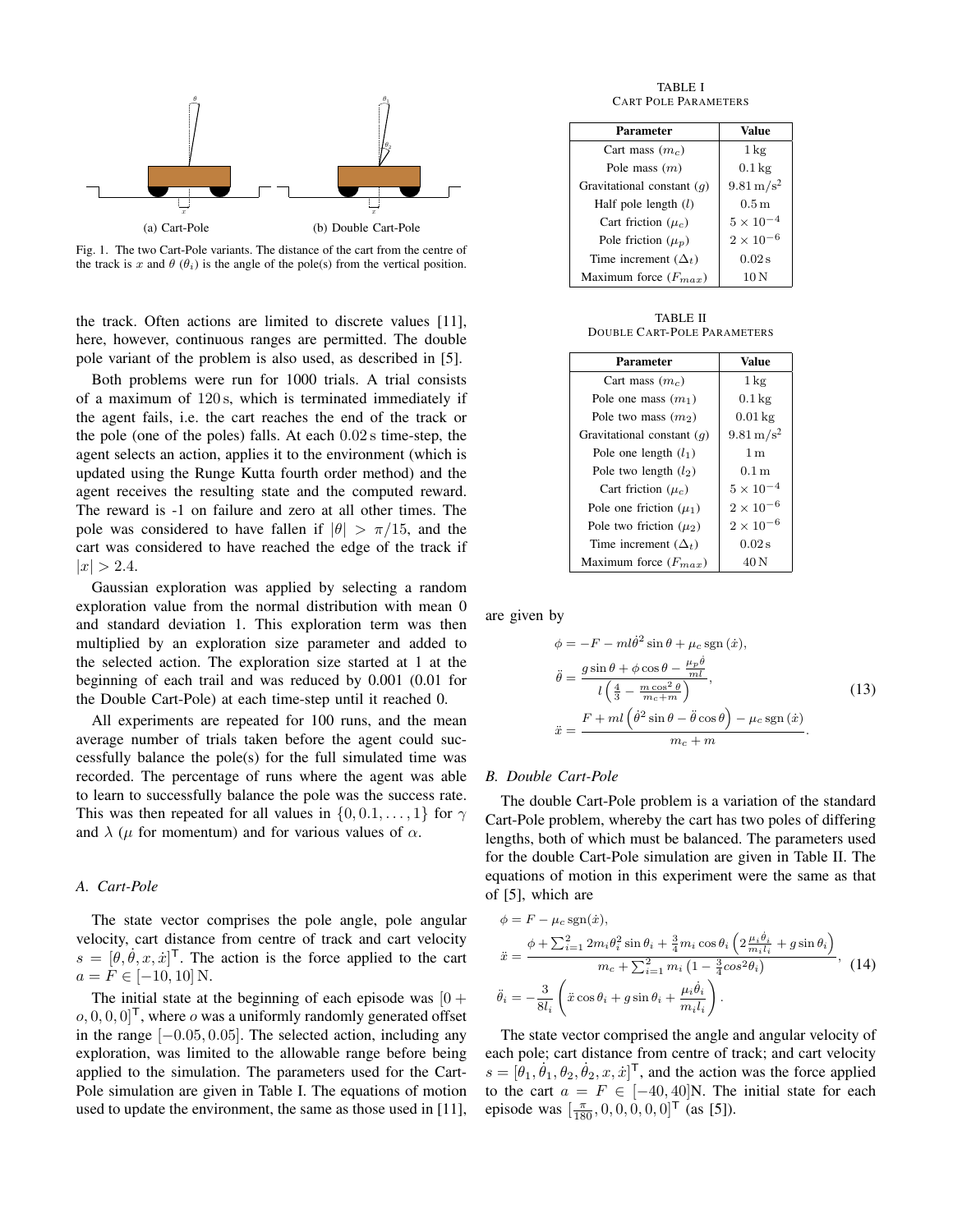Fig. 1. The two Cart-Pole variants. The distance of the cart from the centre of the track is $x$ and $\theta$ ($\theta_i$) is the angle of the pole(s) from the vertical position.

the track. Often actions are limited to discrete values [11], here, however, continuous ranges are permitted. The double pole variant of the problem is also used, as described in [5].

Both problems were run for 1000 trials. A trial consists of a maximum of 120 s, which is terminated immediately if the agent fails, i.e. the cart reaches the end of the track or the pole (one of the poles) falls. At each 0.02 s time-step, the agent selects an action, applies it to the environment (which is updated using the Runge Kutta fourth order method) and the agent receives the resulting state and the computed reward. The reward is -1 on failure and zero at all other times. The pole was considered to have fallen if $|\theta| > \pi/15$, and the cart was considered to have reached the edge of the track if $|x| > 2.4$.

Gaussian exploration was applied by selecting a random exploration value from the normal distribution with mean 0 and standard deviation 1. This exploration term was then multiplied by an exploration size parameter and added to the selected action. The exploration size started at 1 at the beginning of each trail and was reduced by 0.001 (0.01 for the Double Cart-Pole) at each time-step until it reached 0.

All experiments are repeated for 100 runs, and the mean average number of trials taken before the agent could successfully balance the pole(s) for the full simulated time was recorded. The percentage of runs where the agent was able to learn to successfully balance the pole was the success rate. This was then repeated for all values in $\{0, 0.1, \ldots, 1\}$ for $\gamma$ and $\lambda$ ($\mu$ for momentum) and for various values of $\alpha$.

### A. Cart-Pole

The state vector comprises the pole angle, pole angular velocity, cart distance from centre of track and cart velocity $s = [\theta, \dot{\theta}, x, \dot{x}]^\mathsf{T}$. The action is the force applied to the cart $a = F \in [-10, 10]$ N.

The initial state at the beginning of each episode was $[0 + o, 0, 0, 0]^\mathsf{T}$, where $o$ was a uniformly randomly generated offset in the range $[-0.05, 0.05]$. The selected action, including any exploration, was limited to the allowable range before being applied to the simulation. The parameters used for the Cart-Pole simulation are given in Table I. The equations of motion used to update the environment, the same as those used in [11], are given by

$$
\begin{aligned}
\phi &= -F - ml\dot{\theta}^2 \sin\theta + \mu_c \,\mathrm{sgn}(\dot{x}), \\
\ddot{\theta} &= \frac{g\sin\theta + \phi\cos\theta - \frac{\mu_p \dot{\theta}}{ml}}{l\left(\frac{4}{3} - \frac{m\cos^2\theta}{m_c + m}\right)}, \\
\ddot{x} &= \frac{F + ml\left(\dot{\theta}^2 \sin\theta - \ddot{\theta}\cos\theta\right) - \mu_c \,\mathrm{sgn}(\dot{x})}{m_c + m}.
\end{aligned}
\tag{13}
$$

TABLE I
CART POLE PARAMETERS

| Parameter | Value |
|---|---|
| Cart mass ($m_c$) | 1 kg |
| Pole mass ($m$) | 0.1 kg |
| Gravitational constant ($g$) | $9.81\,\mathrm{m/s^2}$ |
| Half pole length ($l$) | 0.5 m |
| Cart friction ($\mu_c$) | $5 \times 10^{-4}$ |
| Pole friction ($\mu_p$) | $2 \times 10^{-6}$ |
| Time increment ($\Delta_t$) | 0.02 s |
| Maximum force ($F_{max}$) | 10 N |

TABLE II
DOUBLE CART-POLE PARAMETERS

| Parameter | Value |
|---|---|
| Cart mass ($m_c$) | 1 kg |
| Pole one mass ($m_1$) | 0.1 kg |
| Pole two mass ($m_2$) | 0.01 kg |
| Gravitational constant ($g$) | $9.81\,\mathrm{m/s^2}$ |
| Pole one length ($l_1$) | 1 m |
| Pole two length ($l_2$) | 0.1 m |
| Cart friction ($\mu_c$) | $5 \times 10^{-4}$ |
| Pole one friction ($\mu_1$) | $2 \times 10^{-6}$ |
| Pole two friction ($\mu_2$) | $2 \times 10^{-6}$ |
| Time increment ($\Delta_t$) | 0.02 s |
| Maximum force ($F_{max}$) | 40 N |

### B. Double Cart-Pole

The double Cart-Pole problem is a variation of the standard Cart-Pole problem, whereby the cart has two poles of differing lengths, both of which must be balanced. The parameters used for the double Cart-Pole simulation are given in Table II. The equations of motion in this experiment were the same as that of [5], which are

$$
\begin{aligned}
\phi &= F - \mu_c \,\mathrm{sgn}(\dot{x}), \\
\ddot{x} &= \frac{\phi + \sum_{i=1}^{2} 2m_i\dot{\theta}_i^2 \sin\theta_i + \frac{3}{4}m_i\cos\theta_i\left(2\frac{\mu_i\dot{\theta}_i}{m_i l_i} + g\sin\theta_i\right)}{m_c + \sum_{i=1}^{2} m_i\left(1 - \frac{3}{4}cos^2(\theta_i)\right)}, \\
\ddot{\theta}_i &= -\frac{3}{8l_i}\left(\ddot{x}\cos\theta_i + g\sin\theta_i + \frac{\mu_i\dot{\theta}_i}{m_i l_i}\right).
\end{aligned}
\tag{14}
$$

The state vector comprised the angle and angular velocity of each pole; cart distance from centre of track; and cart velocity $s = [\theta_1, \dot{\theta}_1, \theta_2, \dot{\theta}_2, x, \dot{x}]^\mathsf{T}$, and the action was the force applied to the cart $a = F \in [-40, 40]$N. The initial state for each episode was $[\frac{\pi}{180}, 0, 0, 0, 0, 0]^\mathsf{T}$ (as [5]).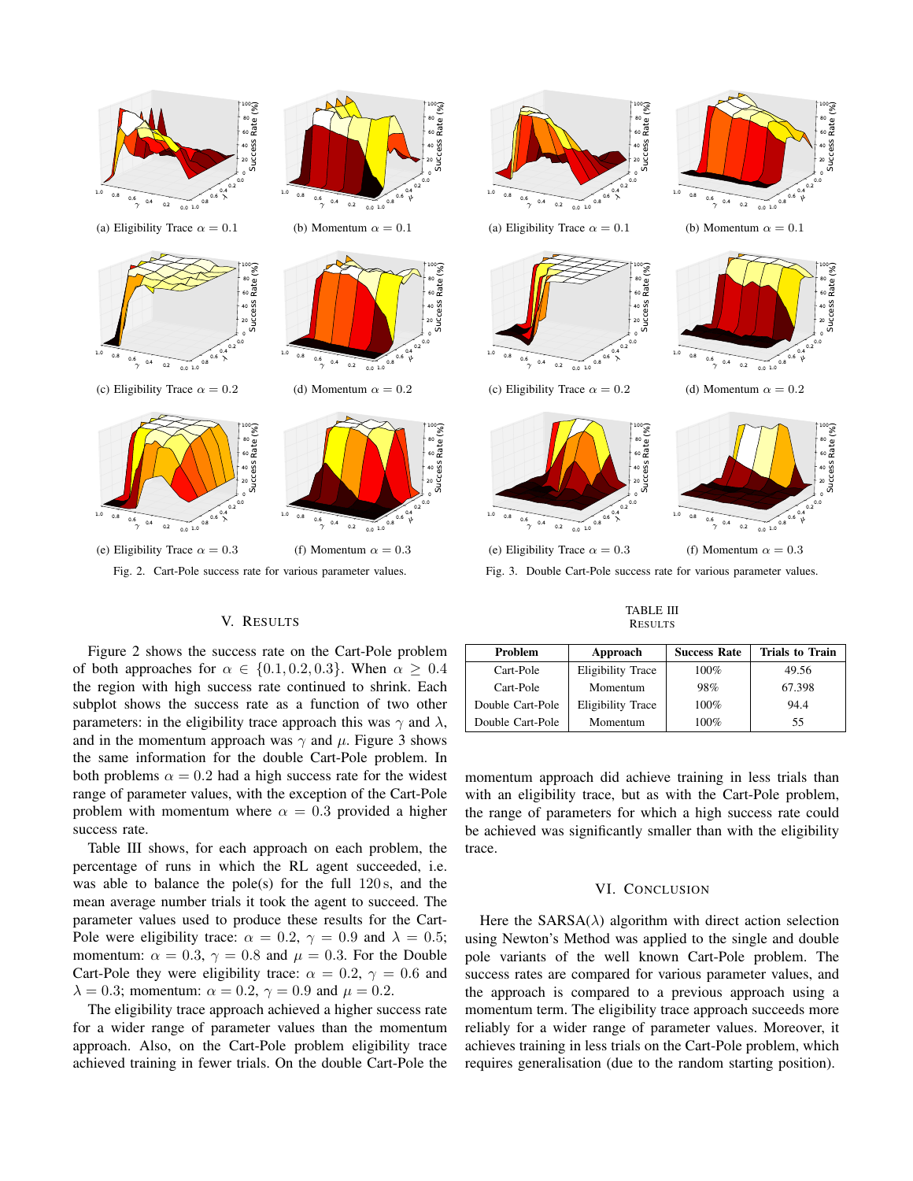(a) Eligibility Trace $\alpha = 0.1$

(b) Momentum $\alpha = 0.1$

(c) Eligibility Trace $\alpha = 0.2$

(d) Momentum $\alpha = 0.2$

(e) Eligibility Trace $\alpha = 0.3$

(f) Momentum $\alpha = 0.3$

Fig. 2. Cart-Pole success rate for various parameter values.

(a) Eligibility Trace $\alpha = 0.1$

(b) Momentum $\alpha = 0.1$

(c) Eligibility Trace $\alpha = 0.2$

(d) Momentum $\alpha = 0.2$

(e) Eligibility Trace $\alpha = 0.3$

(f) Momentum $\alpha = 0.3$

Fig. 3. Double Cart-Pole success rate for various parameter values.

## V. Results

Figure 2 shows the success rate on the Cart-Pole problem of both approaches for $\alpha \in \{0.1, 0.2, 0.3\}$. When $\alpha \geq 0.4$ the region with high success rate continued to shrink. Each subplot shows the success rate as a function of two other parameters: in the eligibility trace approach this was $\gamma$ and $\lambda$, and in the momentum approach was $\gamma$ and $\mu$. Figure 3 shows the same information for the double Cart-Pole problem. In both problems $\alpha = 0.2$ had a high success rate for the widest range of parameter values, with the exception of the Cart-Pole problem with momentum where $\alpha = 0.3$ provided a higher success rate.

Table III shows, for each approach on each problem, the percentage of runs in which the RL agent succeeded, i.e. was able to balance the pole(s) for the full 120 s, and the mean average number trials it took the agent to succeed. The parameter values used to produce these results for the Cart-Pole were eligibility trace: $\alpha = 0.2$, $\gamma = 0.9$ and $\lambda = 0.5$; momentum: $\alpha = 0.3$, $\gamma = 0.8$ and $\mu = 0.3$. For the Double Cart-Pole they were eligibility trace: $\alpha = 0.2$, $\gamma = 0.6$ and $\lambda = 0.3$; momentum: $\alpha = 0.2$, $\gamma = 0.9$ and $\mu = 0.2$.

The eligibility trace approach achieved a higher success rate for a wider range of parameter values than the momentum approach. Also, on the Cart-Pole problem eligibility trace achieved training in fewer trials. On the double Cart-Pole the momentum approach did achieve training in less trials than with an eligibility trace, but as with the Cart-Pole problem, the range of parameters for which a high success rate could be achieved was significantly smaller than with the eligibility trace.

TABLE III
RESULTS

| Problem | Approach | Success Rate | Trials to Train |
|---|---|---|---|
| Cart-Pole | Eligibility Trace | 100% | 49.56 |
| Cart-Pole | Momentum | 98% | 67.398 |
| Double Cart-Pole | Eligibility Trace | 100% | 94.4 |
| Double Cart-Pole | Momentum | 100% | 55 |

## VI. Conclusion

Here the SARSA($\lambda$) algorithm with direct action selection using Newton's Method was applied to the single and double pole variants of the well known Cart-Pole problem. The success rates are compared for various parameter values, and the approach is compared to a previous approach using a momentum term. The eligibility trace approach succeeds more reliably for a wider range of parameter values. Moreover, it achieves training in less trials on the Cart-Pole problem, which requires generalisation (due to the random starting position).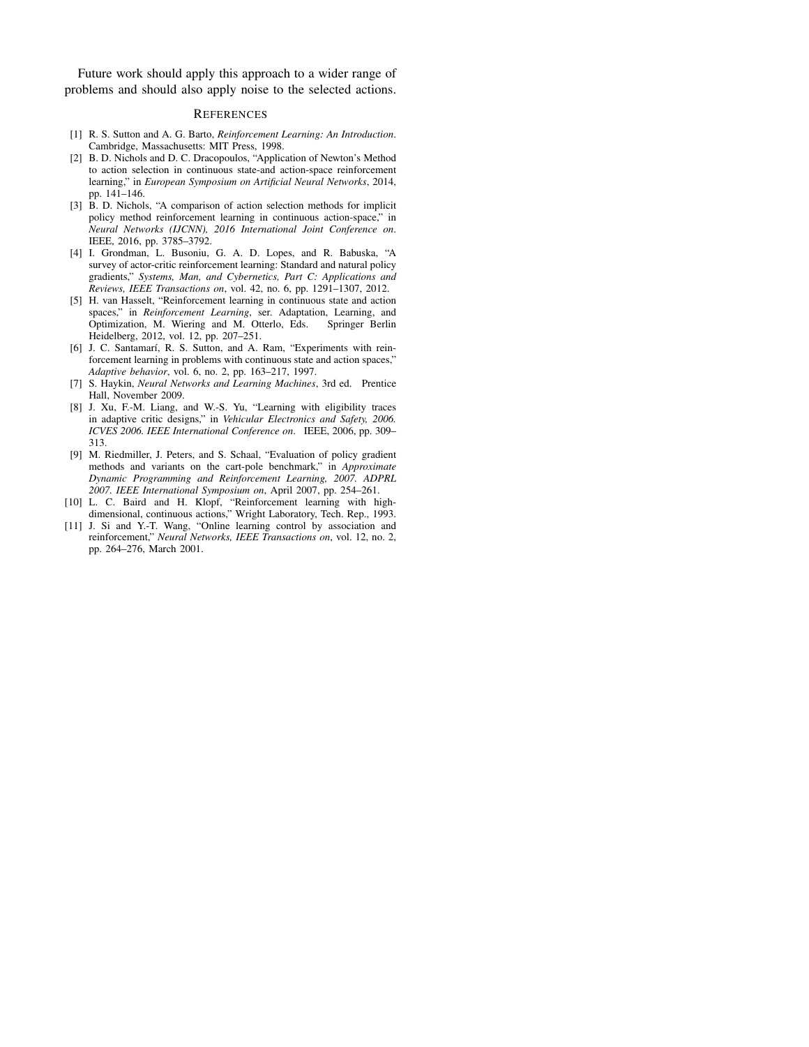Future work should apply this approach to a wider range of problems and should also apply noise to the selected actions.

## References

[1] R. S. Sutton and A. G. Barto, *Reinforcement Learning: An Introduction*. Cambridge, Massachusetts: MIT Press, 1998.

[2] B. D. Nichols and D. C. Dracopoulos, "Application of Newton's Method to action selection in continuous state-and action-space reinforcement learning," in *European Symposium on Artificial Neural Networks*, 2014, pp. 141–146.

[3] B. D. Nichols, "A comparison of action selection methods for implicit policy method reinforcement learning in continuous action-space," in *Neural Networks (IJCNN), 2016 International Joint Conference on*. IEEE, 2016, pp. 3785–3792.

[4] I. Grondman, L. Busoniu, G. A. D. Lopes, and R. Babuska, "A survey of actor-critic reinforcement learning: Standard and natural policy gradients," *Systems, Man, and Cybernetics, Part C: Applications and Reviews, IEEE Transactions on*, vol. 42, no. 6, pp. 1291–1307, 2012.

[5] H. van Hasselt, "Reinforcement learning in continuous state and action spaces," in *Reinforcement Learning*, ser. Adaptation, Learning, and Optimization, M. Wiering and M. Otterlo, Eds. Springer Berlin Heidelberg, 2012, vol. 12, pp. 207–251.

[6] J. C. Santamarí, R. S. Sutton, and A. Ram, "Experiments with reinforcement learning in problems with continuous state and action spaces," *Adaptive behavior*, vol. 6, no. 2, pp. 163–217, 1997.

[7] S. Haykin, *Neural Networks and Learning Machines*, 3rd ed. Prentice Hall, November 2009.

[8] J. Xu, F.-M. Liang, and W.-S. Yu, "Learning with eligibility traces in adaptive critic designs," in *Vehicular Electronics and Safety, 2006. ICVES 2006. IEEE International Conference on*. IEEE, 2006, pp. 309–313.

[9] M. Riedmiller, J. Peters, and S. Schaal, "Evaluation of policy gradient methods and variants on the cart-pole benchmark," in *Approximate Dynamic Programming and Reinforcement Learning, 2007. ADPRL 2007. IEEE International Symposium on*, April 2007, pp. 254–261.

[10] L. C. Baird and H. Klopf, "Reinforcement learning with high-dimensional, continuous actions," Wright Laboratory, Tech. Rep., 1993.

[11] J. Si and Y.-T. Wang, "Online learning control by association and reinforcement," *Neural Networks, IEEE Transactions on*, vol. 12, no. 2, pp. 264–276, March 2001.